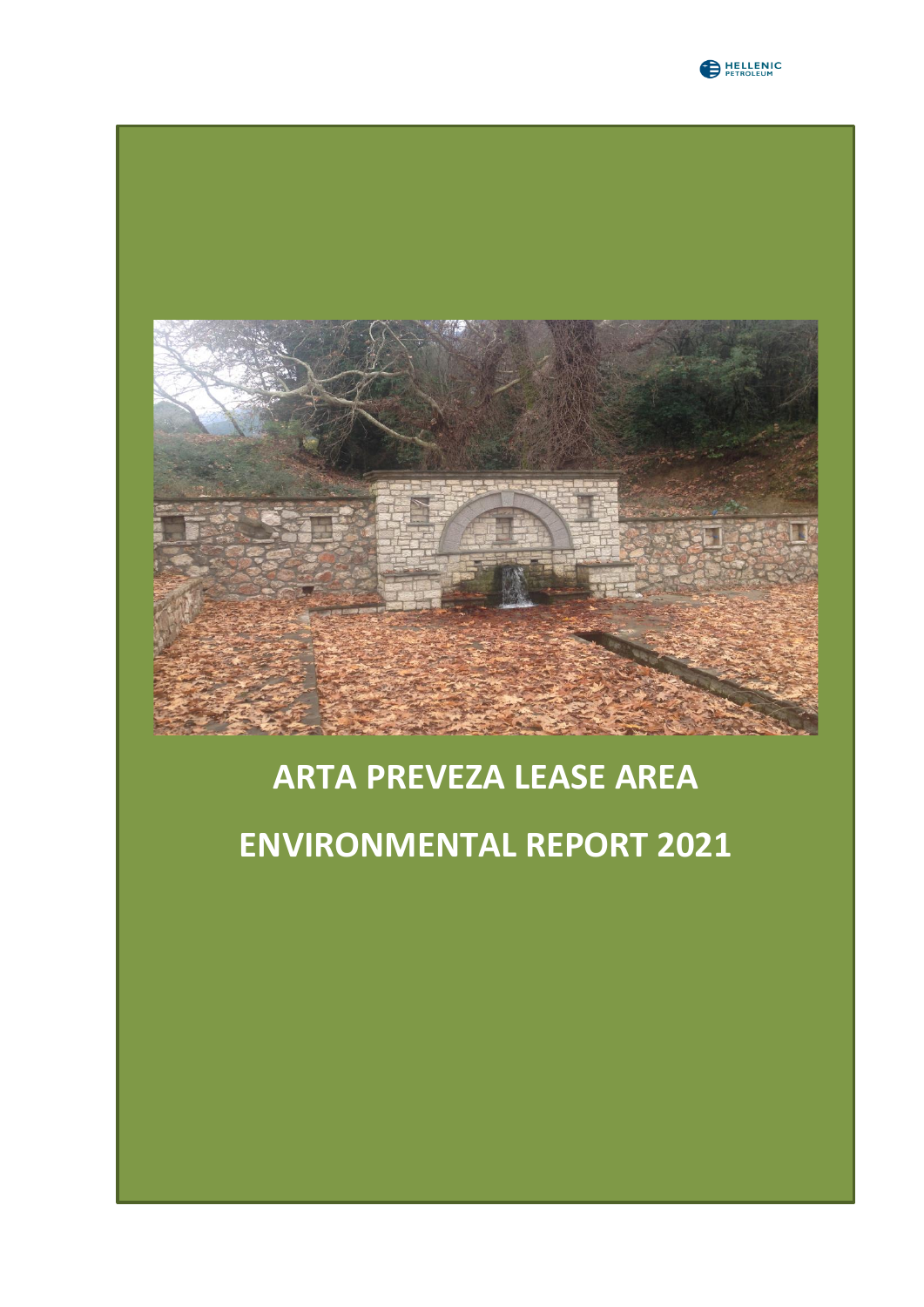# ARTA PREVEZA LEASE AREA

# ENVIRONMENTAL REPORT 2021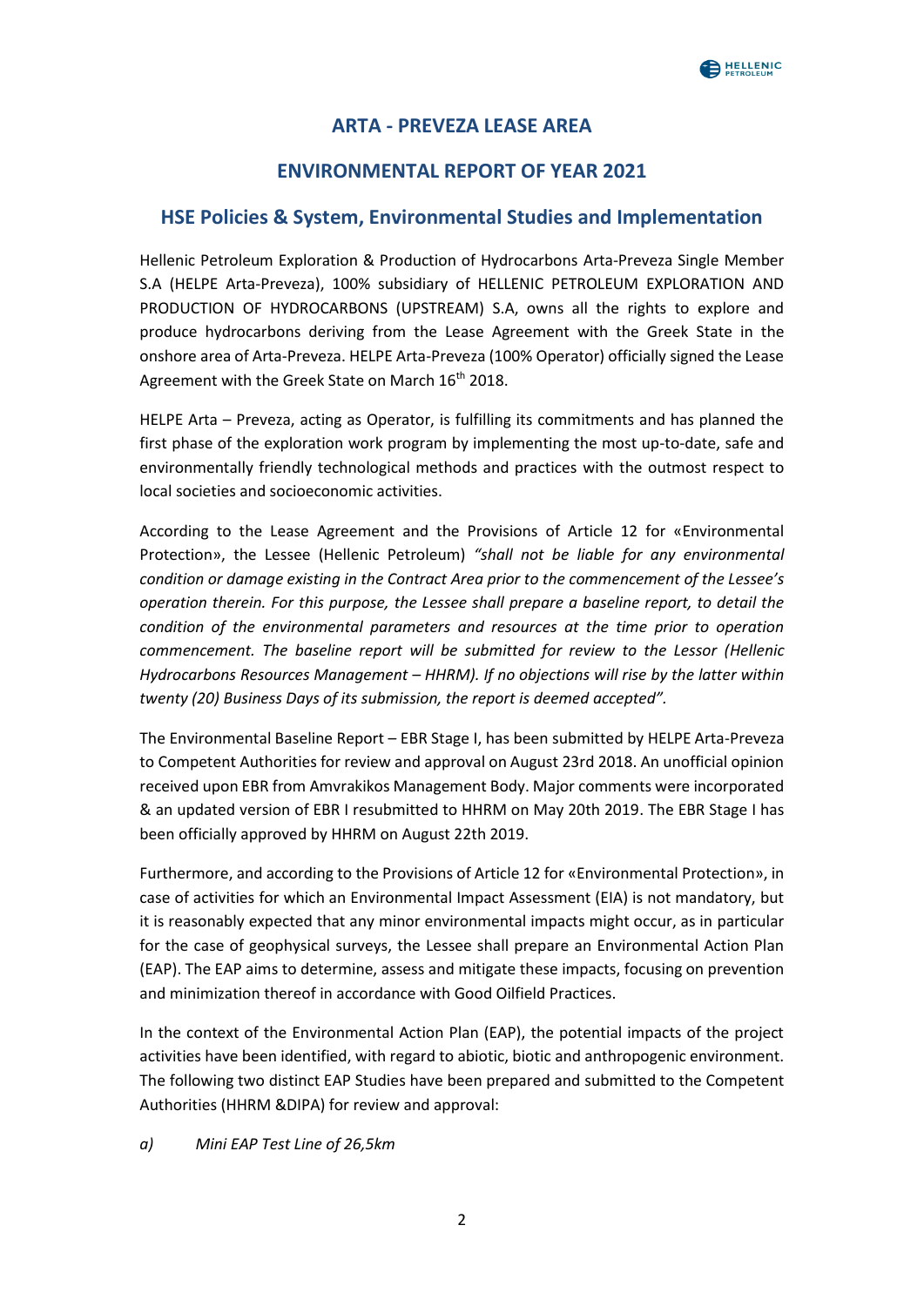## ARTA - PREVEZA LEASE AREA

## ENVIRONMENTAL REPORT OF YEAR 2021

## HSE Policies & System, Environmental Studies and Implementation

Hellenic Petroleum Exploration & Production of Hydrocarbons Arta-Preveza Single Member S.A (HELPE Arta-Preveza), 100% subsidiary of HELLENIC PETROLEUM EXPLORATION AND PRODUCTION OF HYDROCARBONS (UPSTREAM) S.A, owns all the rights to explore and produce hydrocarbons deriving from the Lease Agreement with the Greek State in the onshore area of Arta-Preveza. HELPE Arta-Preveza (100% Operator) officially signed the Lease Agreement with the Greek State on March 16th 2018.

HELPE Arta – Preveza, acting as Operator, is fulfilling its commitments and has planned the first phase of the exploration work program by implementing the most up-to-date, safe and environmentally friendly technological methods and practices with the outmost respect to local societies and socioeconomic activities.

According to the Lease Agreement and the Provisions of Article 12 for «Environmental Protection», the Lessee (Hellenic Petroleum) *"shall not be liable for any environmental condition or damage existing in the Contract Area prior to the commencement of the Lessee's operation therein. For this purpose, the Lessee shall prepare a baseline report, to detail the condition of the environmental parameters and resources at the time prior to operation commencement. The baseline report will be submitted for review to the Lessor (Hellenic Hydrocarbons Resources Management – HHRM). If no objections will rise by the latter within twenty (20) Business Days of its submission, the report is deemed accepted".*

The Environmental Baseline Report – EBR Stage I, has been submitted by HELPE Arta-Preveza to Competent Authorities for review and approval on August 23rd 2018. An unofficial opinion received upon EBR from Amvrakikos Management Body. Major comments were incorporated & an updated version of EBR I resubmitted to HHRM on May 20th 2019. The EBR Stage I has been officially approved by HHRM on August 22th 2019.

Furthermore, and according to the Provisions of Article 12 for «Environmental Protection», in case of activities for which an Environmental Impact Assessment (EIA) is not mandatory, but it is reasonably expected that any minor environmental impacts might occur, as in particular for the case of geophysical surveys, the Lessee shall prepare an Environmental Action Plan (EAP). The EAP aims to determine, assess and mitigate these impacts, focusing on prevention and minimization thereof in accordance with Good Oilfield Practices.

In the context of the Environmental Action Plan (EAP), the potential impacts of the project activities have been identified, with regard to abiotic, biotic and anthropogenic environment. The following two distinct EAP Studies have been prepared and submitted to the Competent Authorities (HHRM &DIPA) for review and approval:

*a) Mini EAP Test Line of 26,5km*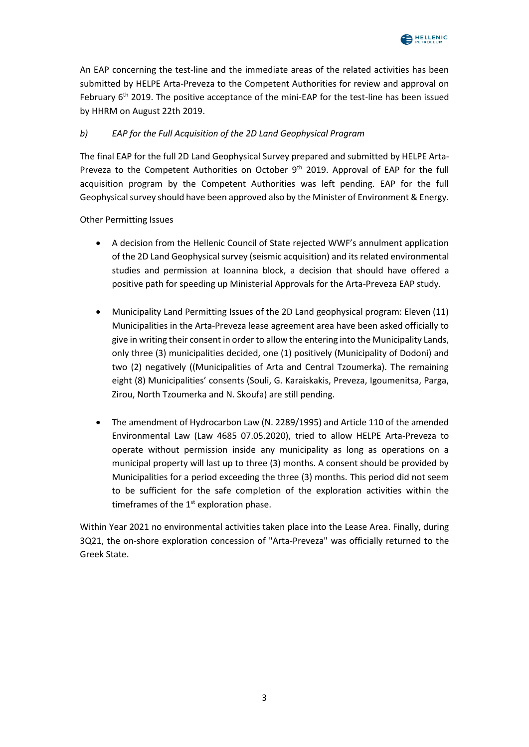An EAP concerning the test-line and the immediate areas of the related activities has been submitted by HELPE Arta-Preveza to the Competent Authorities for review and approval on February 6th 2019. The positive acceptance of the mini-EAP for the test-line has been issued by HHRM on August 22th 2019.

*b) EAP for the Full Acquisition of the 2D Land Geophysical Program*

The final EAP for the full 2D Land Geophysical Survey prepared and submitted by HELPE Arta-Preveza to the Competent Authorities on October 9th 2019. Approval of EAP for the full acquisition program by the Competent Authorities was left pending. EAP for the full Geophysical survey should have been approved also by the Minister of Environment & Energy.

Other Permitting Issues

- A decision from the Hellenic Council of State rejected WWF's annulment application of the 2D Land Geophysical survey (seismic acquisition) and its related environmental studies and permission at Ioannina block, a decision that should have offered a positive path for speeding up Ministerial Approvals for the Arta-Preveza EAP study.

- Municipality Land Permitting Issues of the 2D Land geophysical program: Eleven (11) Municipalities in the Arta-Preveza lease agreement area have been asked officially to give in writing their consent in order to allow the entering into the Municipality Lands, only three (3) municipalities decided, one (1) positively (Municipality of Dodoni) and two (2) negatively ((Municipalities of Arta and Central Tzoumerka). The remaining eight (8) Municipalities' consents (Souli, G. Karaiskakis, Preveza, Igoumenitsa, Parga, Zirou, North Tzoumerka and N. Skoufa) are still pending.

- The amendment of Hydrocarbon Law (N. 2289/1995) and Article 110 of the amended Environmental Law (Law 4685 07.05.2020), tried to allow HELPE Arta-Preveza to operate without permission inside any municipality as long as operations on a municipal property will last up to three (3) months. A consent should be provided by Municipalities for a period exceeding the three (3) months. This period did not seem to be sufficient for the safe completion of the exploration activities within the timeframes of the 1st exploration phase.

Within Year 2021 no environmental activities taken place into the Lease Area. Finally, during 3Q21, the on-shore exploration concession of "Arta-Preveza" was officially returned to the Greek State.